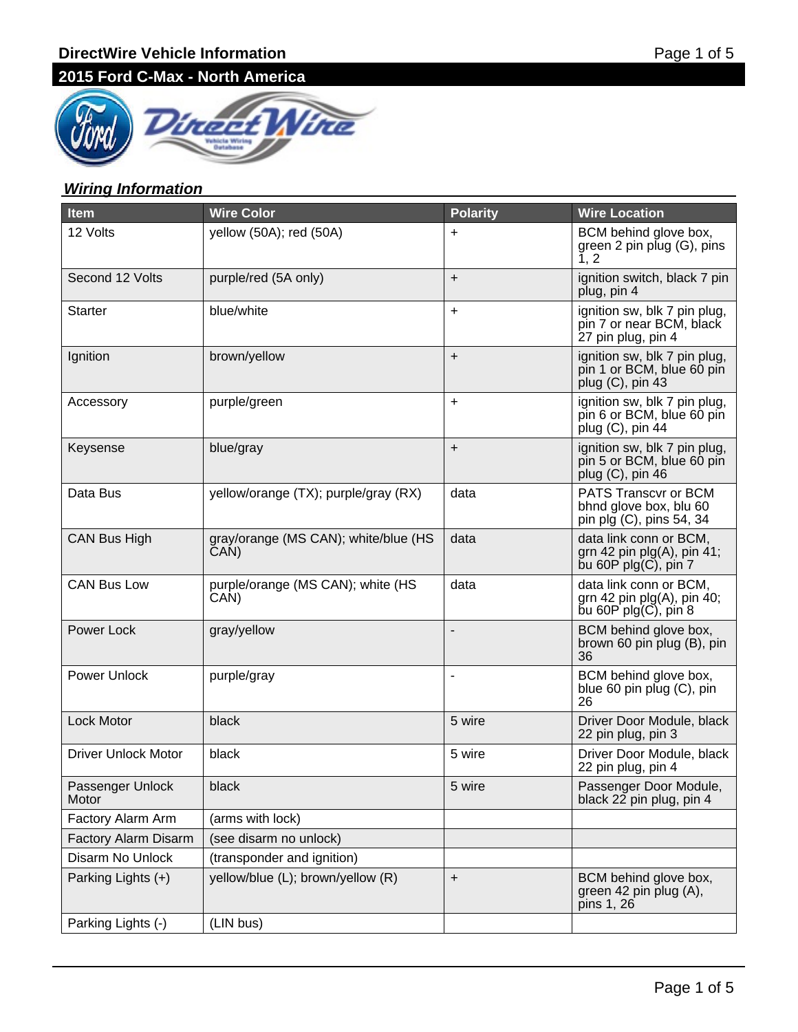# DirectWire Vehicle Information

## 2015 Ford C-Max - North America

### *Wiring Information*

| Item | Wire Color | Polarity | Wire Location |
|---|---|---|---|
| 12 Volts | yellow (50A); red (50A) | + | BCM behind glove box, green 2 pin plug (G), pins 1, 2 |
| Second 12 Volts | purple/red (5A only) | + | ignition switch, black 7 pin plug, pin 4 |
| Starter | blue/white | + | ignition sw, blk 7 pin plug, pin 7 or near BCM, black 27 pin plug, pin 4 |
| Ignition | brown/yellow | + | ignition sw, blk 7 pin plug, pin 1 or BCM, blue 60 pin plug (C), pin 43 |
| Accessory | purple/green | + | ignition sw, blk 7 pin plug, pin 6 or BCM, blue 60 pin plug (C), pin 44 |
| Keysense | blue/gray | + | ignition sw, blk 7 pin plug, pin 5 or BCM, blue 60 pin plug (C), pin 46 |
| Data Bus | yellow/orange (TX); purple/gray (RX) | data | PATS Transcvr or BCM bhnd glove box, blu 60 pin plg (C), pins 54, 34 |
| CAN Bus High | gray/orange (MS CAN); white/blue (HS CAN) | data | data link conn or BCM, grn 42 pin plg(A), pin 41; bu 60P plg(C), pin 7 |
| CAN Bus Low | purple/orange (MS CAN); white (HS CAN) | data | data link conn or BCM, grn 42 pin plg(A), pin 40; bu 60P plg(C), pin 8 |
| Power Lock | gray/yellow | - | BCM behind glove box, brown 60 pin plug (B), pin 36 |
| Power Unlock | purple/gray | - | BCM behind glove box, blue 60 pin plug (C), pin 26 |
| Lock Motor | black | 5 wire | Driver Door Module, black 22 pin plug, pin 3 |
| Driver Unlock Motor | black | 5 wire | Driver Door Module, black 22 pin plug, pin 4 |
| Passenger Unlock Motor | black | 5 wire | Passenger Door Module, black 22 pin plug, pin 4 |
| Factory Alarm Arm | (arms with lock) | | |
| Factory Alarm Disarm | (see disarm no unlock) | | |
| Disarm No Unlock | (transponder and ignition) | | |
| Parking Lights (+) | yellow/blue (L); brown/yellow (R) | + | BCM behind glove box, green 42 pin plug (A), pins 1, 26 |
| Parking Lights (-) | (LIN bus) | | |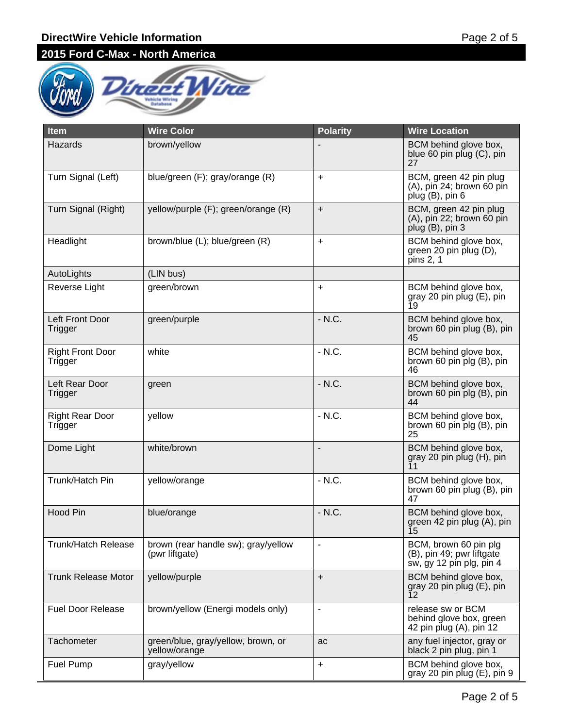## DirectWire Vehicle Information

## 2015 Ford C-Max - North America

| Item | Wire Color | Polarity | Wire Location |
| --- | --- | --- | --- |
| Hazards | brown/yellow | - | BCM behind glove box, blue 60 pin plug (C), pin 27 |
| Turn Signal (Left) | blue/green (F); gray/orange (R) | + | BCM, green 42 pin plug (A), pin 24; brown 60 pin plug (B), pin 6 |
| Turn Signal (Right) | yellow/purple (F); green/orange (R) | + | BCM, green 42 pin plug (A), pin 22; brown 60 pin plug (B), pin 3 |
| Headlight | brown/blue (L); blue/green (R) | + | BCM behind glove box, green 20 pin plug (D), pins 2, 1 |
| AutoLights | (LIN bus) | | |
| Reverse Light | green/brown | + | BCM behind glove box, gray 20 pin plug (E), pin 19 |
| Left Front Door Trigger | green/purple | - N.C. | BCM behind glove box, brown 60 pin plug (B), pin 45 |
| Right Front Door Trigger | white | - N.C. | BCM behind glove box, brown 60 pin plg (B), pin 46 |
| Left Rear Door Trigger | green | - N.C. | BCM behind glove box, brown 60 pin plg (B), pin 44 |
| Right Rear Door Trigger | yellow | - N.C. | BCM behind glove box, brown 60 pin plg (B), pin 25 |
| Dome Light | white/brown | - | BCM behind glove box, gray 20 pin plug (H), pin 11 |
| Trunk/Hatch Pin | yellow/orange | - N.C. | BCM behind glove box, brown 60 pin plug (B), pin 47 |
| Hood Pin | blue/orange | - N.C. | BCM behind glove box, green 42 pin plug (A), pin 15 |
| Trunk/Hatch Release | brown (rear handle sw); gray/yellow (pwr liftgate) | - | BCM, brown 60 pin plg (B), pin 49; pwr liftgate sw, gy 12 pin plg, pin 4 |
| Trunk Release Motor | yellow/purple | + | BCM behind glove box, gray 20 pin plug (E), pin 12 |
| Fuel Door Release | brown/yellow (Energi models only) | - | release sw or BCM behind glove box, green 42 pin plug (A), pin 12 |
| Tachometer | green/blue, gray/yellow, brown, or yellow/orange | ac | any fuel injector, gray or black 2 pin plug, pin 1 |
| Fuel Pump | gray/yellow | + | BCM behind glove box, gray 20 pin plug (E), pin 9 |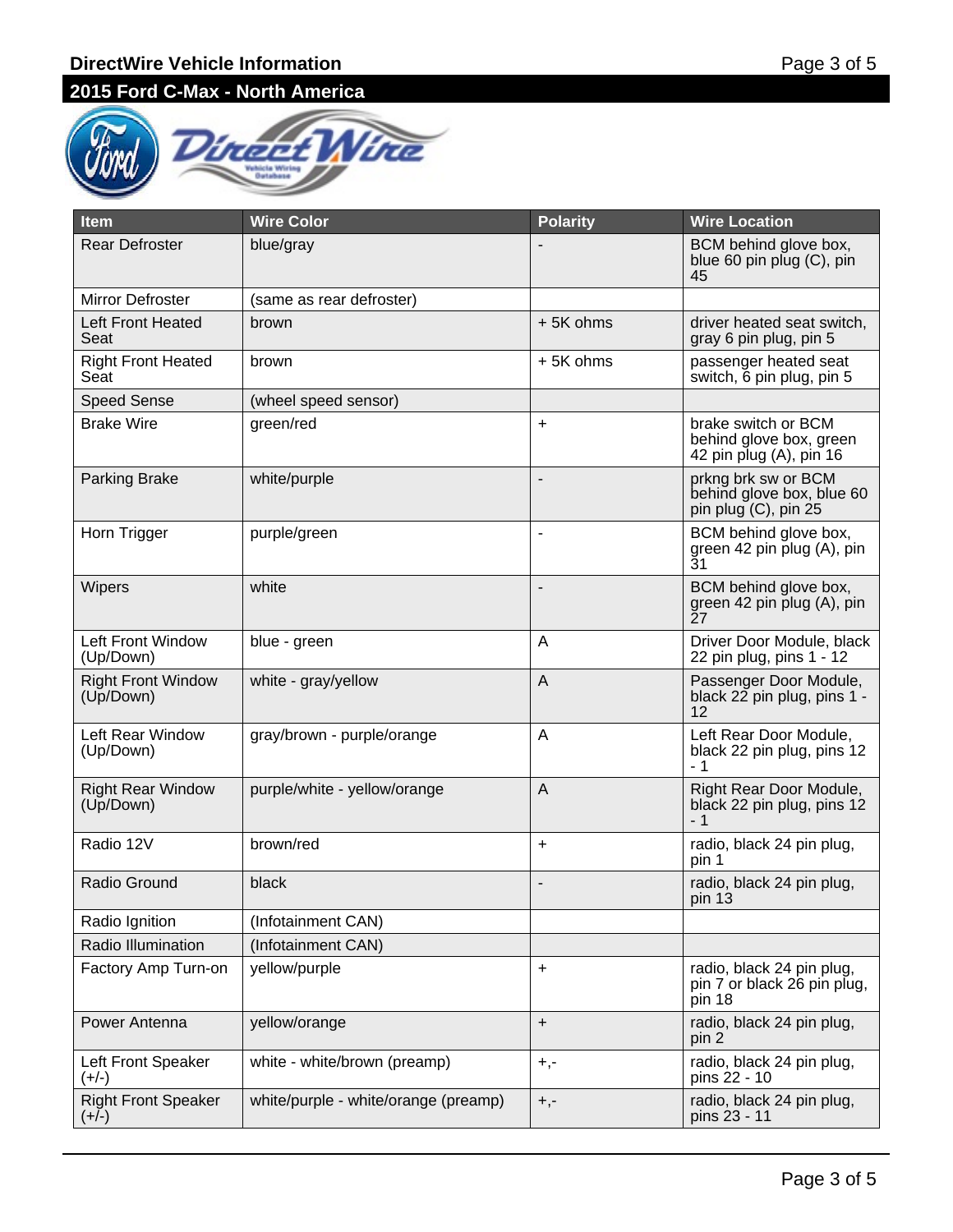## 2015 Ford C-Max - North America

| Item | Wire Color | Polarity | Wire Location |
|---|---|---|---|
| Rear Defroster | blue/gray | - | BCM behind glove box, blue 60 pin plug (C), pin 45 |
| Mirror Defroster | (same as rear defroster) | | |
| Left Front Heated Seat | brown | + 5K ohms | driver heated seat switch, gray 6 pin plug, pin 5 |
| Right Front Heated Seat | brown | + 5K ohms | passenger heated seat switch, 6 pin plug, pin 5 |
| Speed Sense | (wheel speed sensor) | | |
| Brake Wire | green/red | + | brake switch or BCM behind glove box, green 42 pin plug (A), pin 16 |
| Parking Brake | white/purple | - | prkng brk sw or BCM behind glove box, blue 60 pin plug (C), pin 25 |
| Horn Trigger | purple/green | - | BCM behind glove box, green 42 pin plug (A), pin 31 |
| Wipers | white | - | BCM behind glove box, green 42 pin plug (A), pin 27 |
| Left Front Window (Up/Down) | blue - green | A | Driver Door Module, black 22 pin plug, pins 1 - 12 |
| Right Front Window (Up/Down) | white - gray/yellow | A | Passenger Door Module, black 22 pin plug, pins 1 - 12 |
| Left Rear Window (Up/Down) | gray/brown - purple/orange | A | Left Rear Door Module, black 22 pin plug, pins 12 - 1 |
| Right Rear Window (Up/Down) | purple/white - yellow/orange | A | Right Rear Door Module, black 22 pin plug, pins 12 - 1 |
| Radio 12V | brown/red | + | radio, black 24 pin plug, pin 1 |
| Radio Ground | black | - | radio, black 24 pin plug, pin 13 |
| Radio Ignition | (Infotainment CAN) | | |
| Radio Illumination | (Infotainment CAN) | | |
| Factory Amp Turn-on | yellow/purple | + | radio, black 24 pin plug, pin 7 or black 26 pin plug, pin 18 |
| Power Antenna | yellow/orange | + | radio, black 24 pin plug, pin 2 |
| Left Front Speaker (+/-) | white - white/brown (preamp) | +,- | radio, black 24 pin plug, pins 22 - 10 |
| Right Front Speaker (+/-) | white/purple - white/orange (preamp) | +,- | radio, black 24 pin plug, pins 23 - 11 |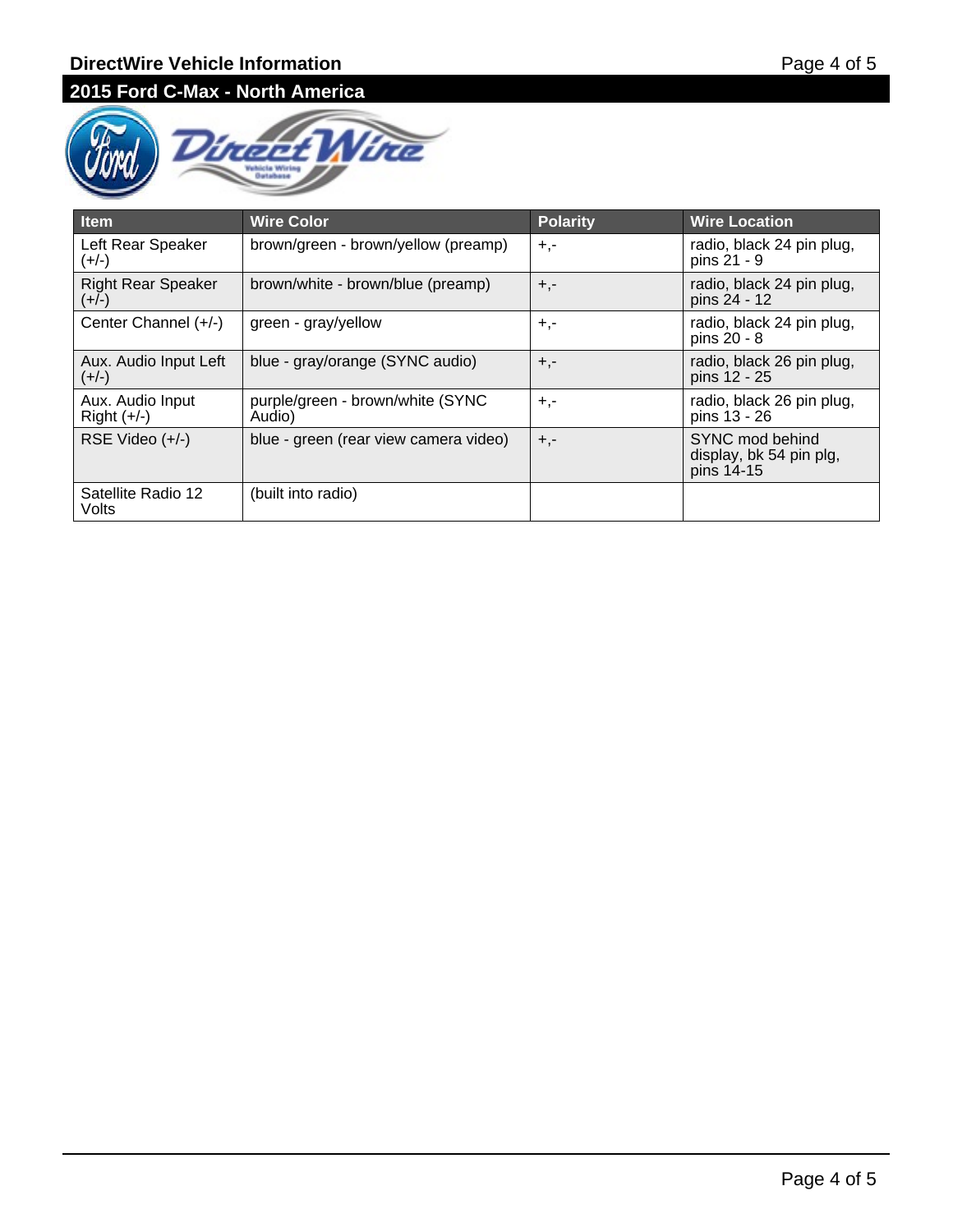## 2015 Ford C-Max - North America

| Item | Wire Color | Polarity | Wire Location |
|---|---|---|---|
| Left Rear Speaker (+/-) | brown/green - brown/yellow (preamp) | +,- | radio, black 24 pin plug, pins 21 - 9 |
| Right Rear Speaker (+/-) | brown/white - brown/blue (preamp) | +,- | radio, black 24 pin plug, pins 24 - 12 |
| Center Channel (+/-) | green - gray/yellow | +,- | radio, black 24 pin plug, pins 20 - 8 |
| Aux. Audio Input Left (+/-) | blue - gray/orange (SYNC audio) | +,- | radio, black 26 pin plug, pins 12 - 25 |
| Aux. Audio Input Right (+/-) | purple/green - brown/white (SYNC Audio) | +,- | radio, black 26 pin plug, pins 13 - 26 |
| RSE Video (+/-) | blue - green (rear view camera video) | +,- | SYNC mod behind display, bk 54 pin plg, pins 14-15 |
| Satellite Radio 12 Volts | (built into radio) | | |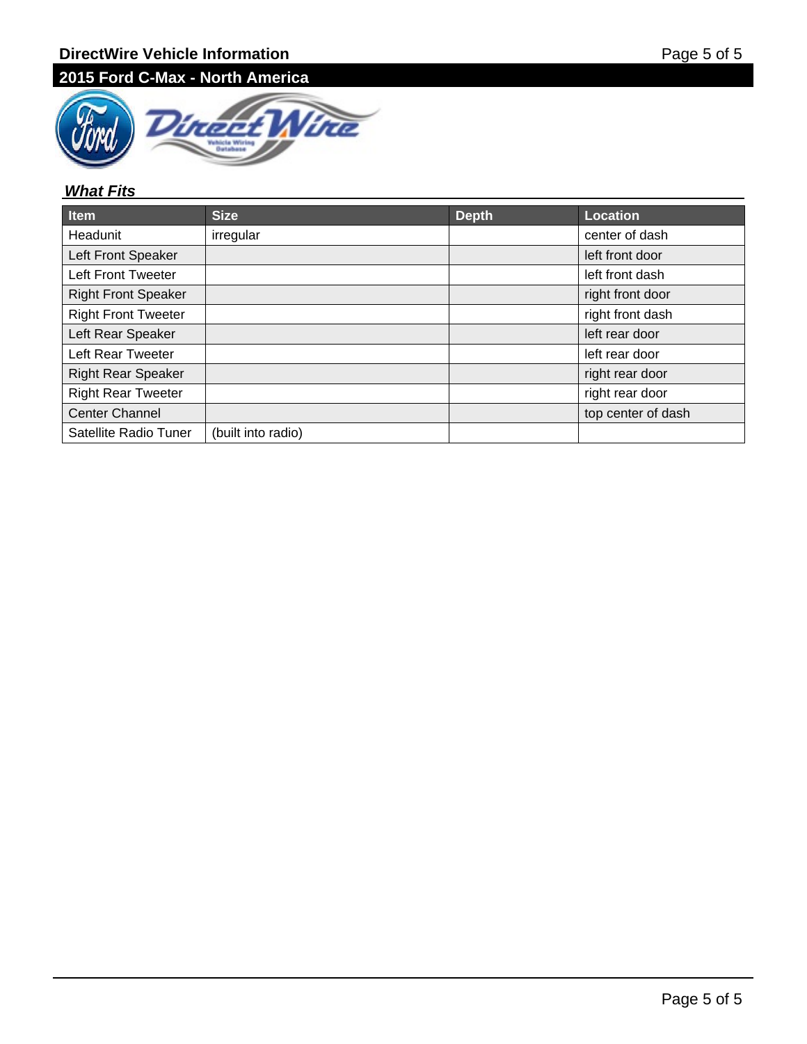## What Fits

| Item | Size | Depth | Location |
| --- | --- | --- | --- |
| Headunit | irregular | | center of dash |
| Left Front Speaker | | | left front door |
| Left Front Tweeter | | | left front dash |
| Right Front Speaker | | | right front door |
| Right Front Tweeter | | | right front dash |
| Left Rear Speaker | | | left rear door |
| Left Rear Tweeter | | | left rear door |
| Right Rear Speaker | | | right rear door |
| Right Rear Tweeter | | | right rear door |
| Center Channel | | | top center of dash |
| Satellite Radio Tuner | (built into radio) | | |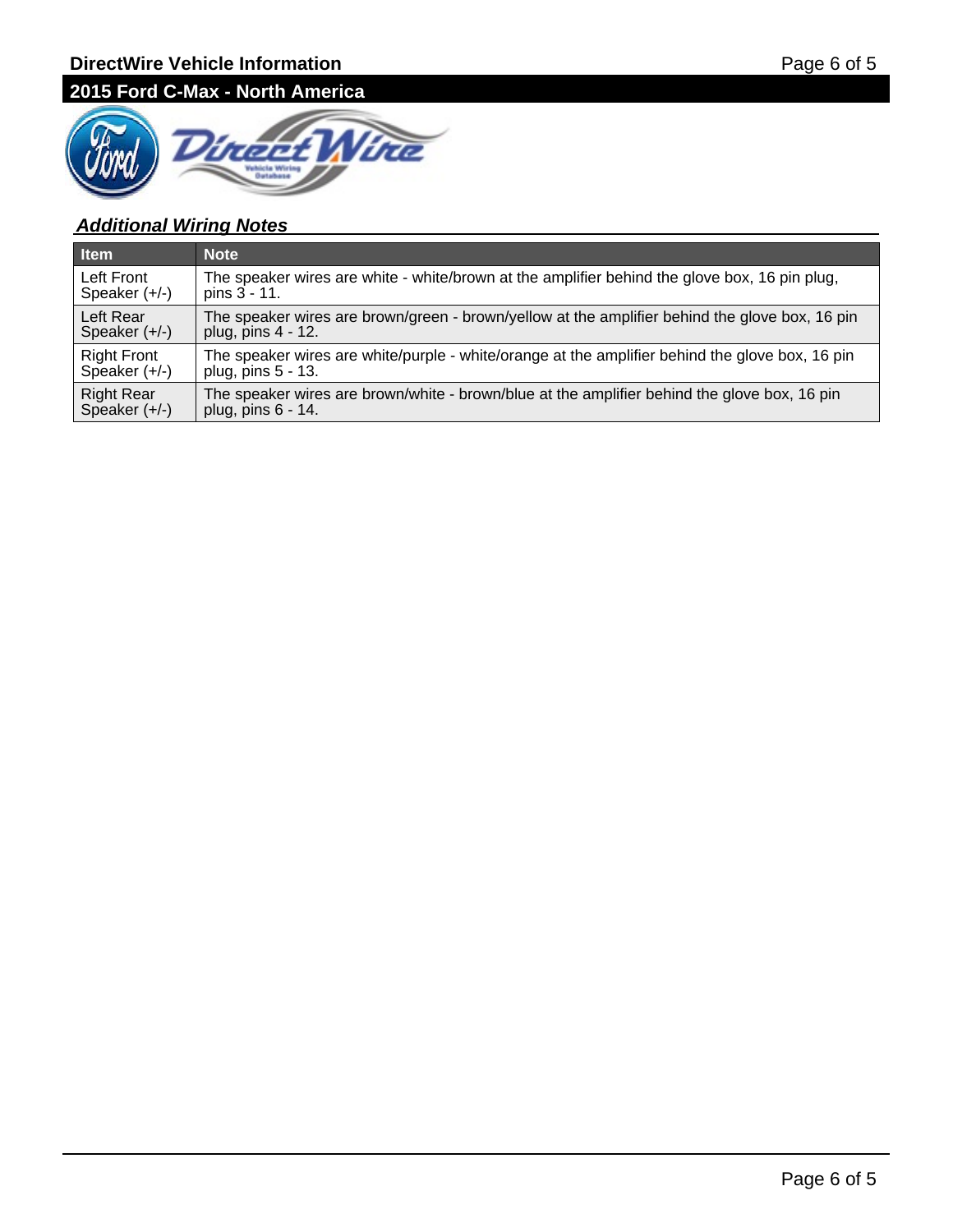## Additional Wiring Notes

| Item | Note |
|---|---|
| Left Front Speaker (+/-) | The speaker wires are white - white/brown at the amplifier behind the glove box, 16 pin plug, pins 3 - 11. |
| Left Rear Speaker (+/-) | The speaker wires are brown/green - brown/yellow at the amplifier behind the glove box, 16 pin plug, pins 4 - 12. |
| Right Front Speaker (+/-) | The speaker wires are white/purple - white/orange at the amplifier behind the glove box, 16 pin plug, pins 5 - 13. |
| Right Rear Speaker (+/-) | The speaker wires are brown/white - brown/blue at the amplifier behind the glove box, 16 pin plug, pins 6 - 14. |